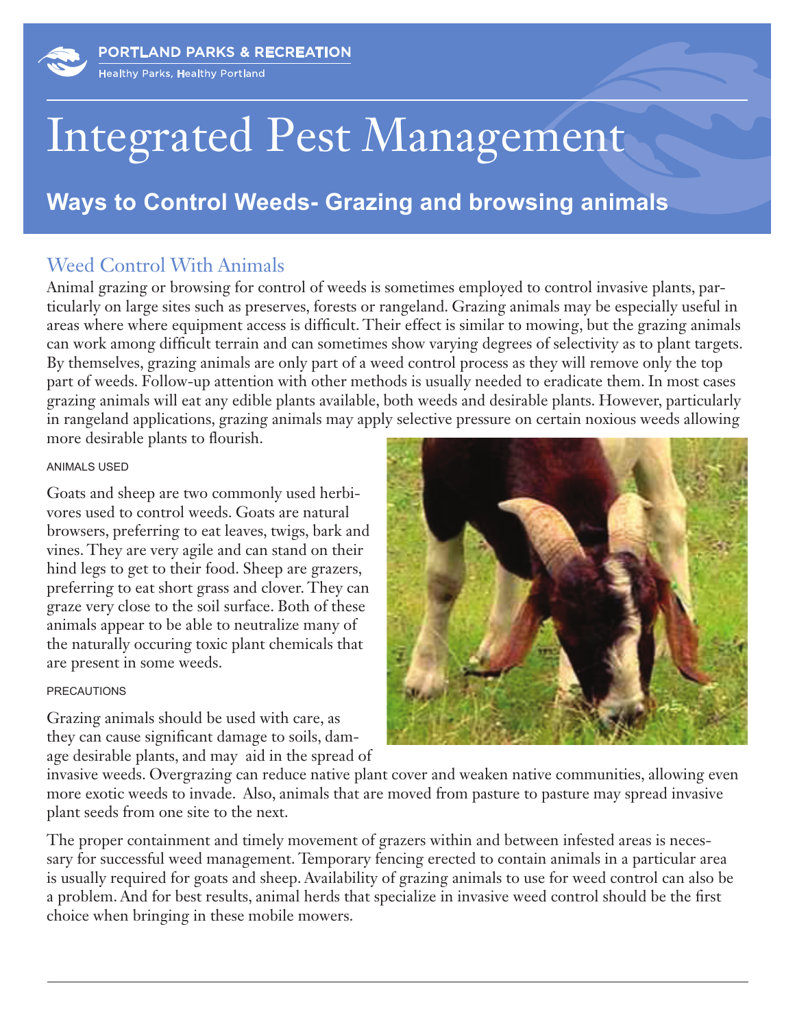PORTLAND PARKS & RECREATION
Healthy Parks, Healthy Portland

# Integrated Pest Management

## Ways to Control Weeds- Grazing and browsing animals

### Weed Control With Animals

Animal grazing or browsing for control of weeds is sometimes employed to control invasive plants, particularly on large sites such as preserves, forests or rangeland. Grazing animals may be especially useful in areas where where equipment access is difficult. Their effect is similar to mowing, but the grazing animals can work among difficult terrain and can sometimes show varying degrees of selectivity as to plant targets. By themselves, grazing animals are only part of a weed control process as they will remove only the top part of weeds. Follow-up attention with other methods is usually needed to eradicate them. In most cases grazing animals will eat any edible plants available, both weeds and desirable plants. However, particularly in rangeland applications, grazing animals may apply selective pressure on certain noxious weeds allowing more desirable plants to flourish.

#### ANIMALS USED

Goats and sheep are two commonly used herbivores used to control weeds. Goats are natural browsers, preferring to eat leaves, twigs, bark and vines. They are very agile and can stand on their hind legs to get to their food. Sheep are grazers, preferring to eat short grass and clover. They can graze very close to the soil surface. Both of these animals appear to be able to neutralize many of the naturally occuring toxic plant chemicals that are present in some weeds.

#### PRECAUTIONS

Grazing animals should be used with care, as they can cause significant damage to soils, damage desirable plants, and may aid in the spread of invasive weeds. Overgrazing can reduce native plant cover and weaken native communities, allowing even more exotic weeds to invade. Also, animals that are moved from pasture to pasture may spread invasive plant seeds from one site to the next.

The proper containment and timely movement of grazers within and between infested areas is necessary for successful weed management. Temporary fencing erected to contain animals in a particular area is usually required for goats and sheep. Availability of grazing animals to use for weed control can also be a problem. And for best results, animal herds that specialize in invasive weed control should be the first choice when bringing in these mobile mowers.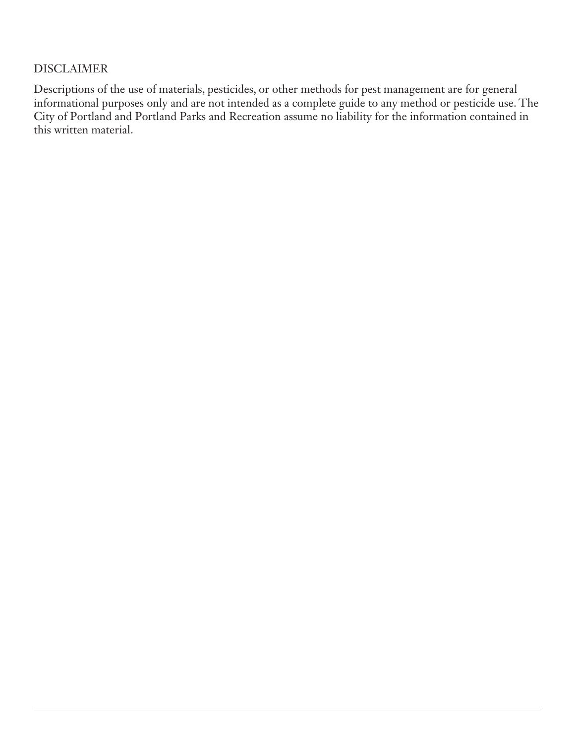## DISCLAIMER

Descriptions of the use of materials, pesticides, or other methods for pest management are for general informational purposes only and are not intended as a complete guide to any method or pesticide use. The City of Portland and Portland Parks and Recreation assume no liability for the information contained in this written material.